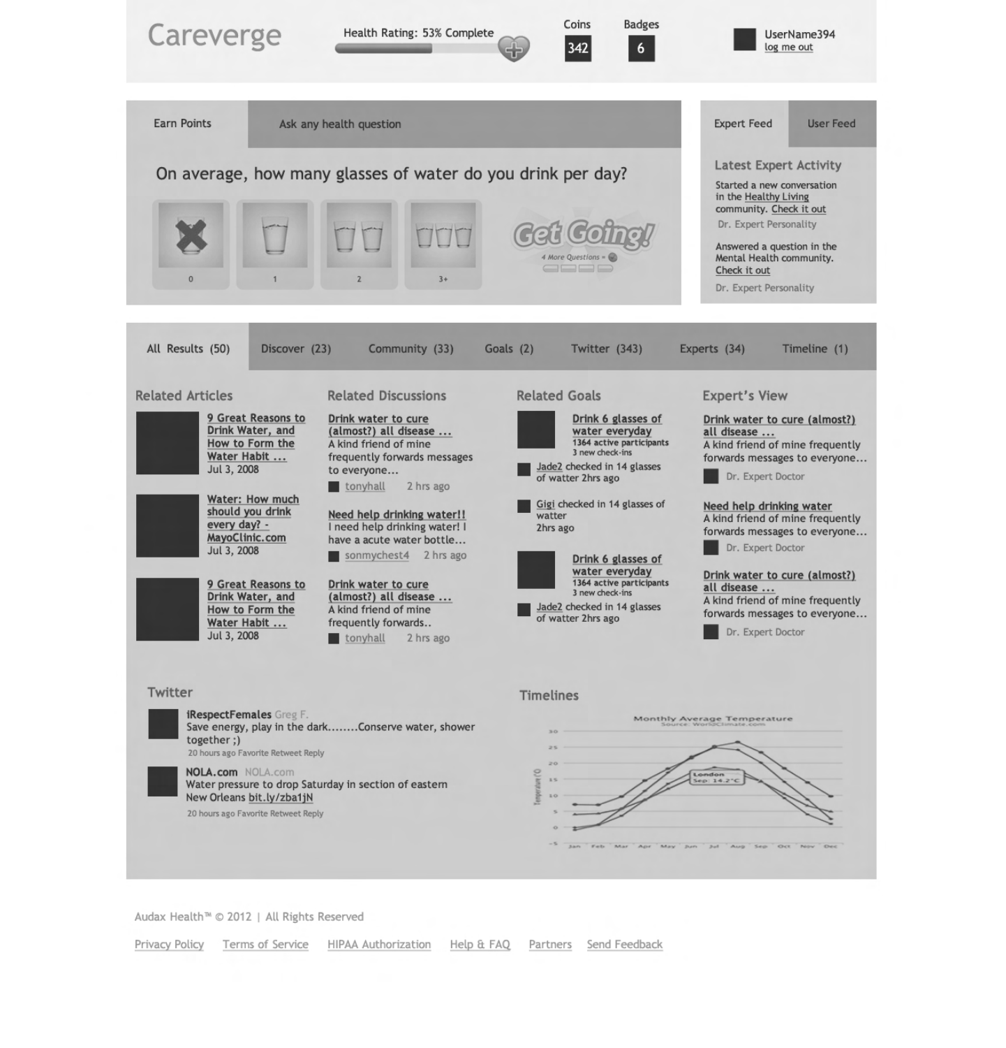# Careverge

Health Rating: 53% Complete

Coins 342

Badges 6

UserName394
log me out

Earn Points | Ask any health question

## On average, how many glasses of water do you drink per day?

0 | 1 | 2 | 3+

Get Going!
4 More Questions »

Expert Feed | User Feed

### Latest Expert Activity

Started a new conversation in the Healthy Living community. Check it out

Dr. Expert Personality

Answered a question in the Mental Health community. Check it out

Dr. Expert Personality

All Results (50) | Discover (23) | Community (33) | Goals (2) | Twitter (343) | Experts (34) | Timeline (1)

### Related Articles

**9 Great Reasons to Drink Water, and How to Form the Water Habit ...**
Jul 3, 2008

**Water: How much should you drink every day? - MayoClinic.com**
Jul 3, 2008

**9 Great Reasons to Drink Water, and How to Form the Water Habit ...**
Jul 3, 2008

### Related Discussions

**Drink water to cure (almost?) all disease ...**
A kind friend of mine frequently forwards messages to everyone...
tonyhall 2 hrs ago

**Need help drinking water!!**
I need help drinking water! I have a acute water bottle...
sonmychest4 2 hrs ago

**Drink water to cure (almost?) all disease ...**
A kind friend of mine frequently forwards..
tonyhall 2 hrs ago

### Related Goals

**Drink 6 glasses of water everyday**
1364 active participants
3 new check-ins

Jade2 checked in 14 glasses of watter 2hrs ago

Gigi checked in 14 glasses of water 2hrs ago

**Drink 6 glasses of water everyday**
1364 active participants
3 new check-ins

Jade2 checked in 14 glasses of watter 2hrs ago

### Expert's View

**Drink water to cure (almost?) all disease ...**
A kind friend of mine frequently forwards messages to everyone...
Dr. Expert Doctor

**Need help drinking water**
A kind friend of mine frequently forwards messages to everyone...
Dr. Expert Doctor

**Drink water to cure (almost?) all disease ...**
A kind friend of mine frequently forwards messages to everyone...
Dr. Expert Doctor

### Twitter

**iRespectFemales** Greg F.
Save energy, play in the dark........Conserve water, shower together ;)
20 hours ago Favorite Retweet Reply

**NOLA.com** NOLA.com
Water pressure to drop Saturday in section of eastern New Orleans bit.ly/zba1jN
20 hours ago Favorite Retweet Reply

### Timelines

Monthly Average Temperature
Source: WorldClimate.com

Audax Health™ © 2012 | All Rights Reserved

Privacy Policy | Terms of Service | HIPAA Authorization | Help & FAQ | Partners | Send Feedback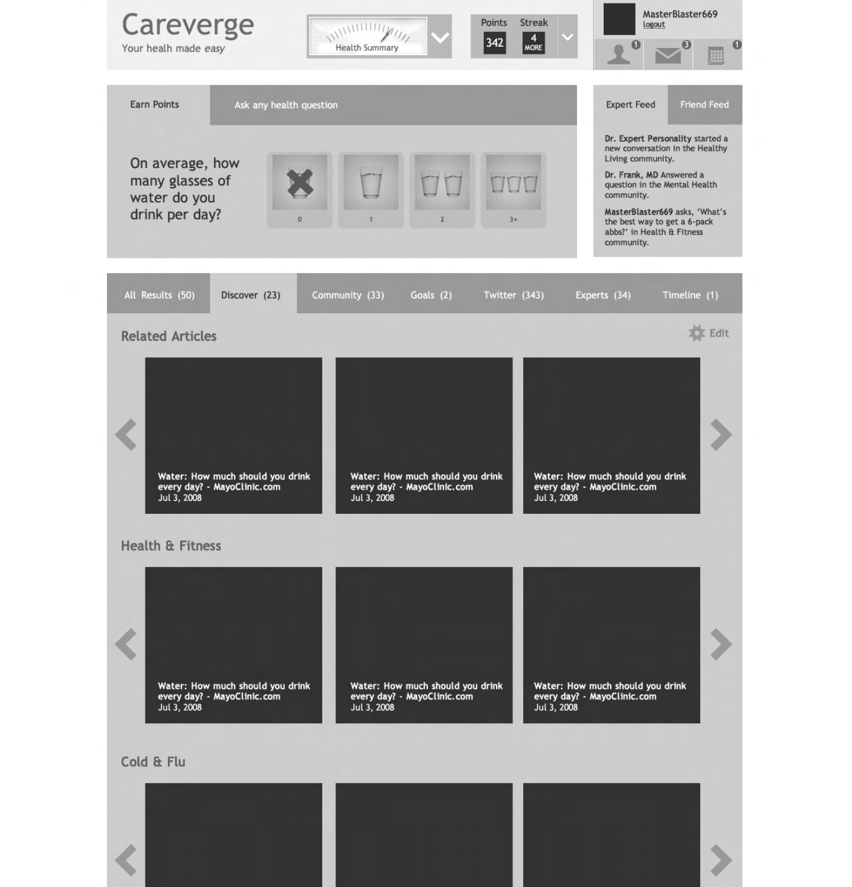# Careverge

Your heath made *easy*

Health Summary

Points 342

Streak 4 MORE

MasterBlaster669

logout

1 3 1

Earn Points

Ask any health question

On average, how many glasses of water do you drink per day?

0 1 2 3+

Expert Feed

Friend Feed

**Dr. Expert Personality** started a new conversation in the Healthy Living community.

**Dr. Frank, MD** Answered a question in the Mental Health community.

**MasterBlaster669** asks, 'What's the best way to get a 6-pack abbs?' in Health & Fitness community.

All Results (50) | Discover (23) | Community (33) | Goals (2) | Twitter (343) | Experts (34) | Timeline (1)

## Related Articles

Edit

**Water: How much should you drink every day? - MayoClinic.com**
Jul 3, 2008

**Water: How much should you drink every day? - MayoClinic.com**
Jul 3, 2008

**Water: How much should you drink every day? - MayoClinic.com**
Jul 3, 2008

## Health & Fitness

**Water: How much should you drink every day? - MayoClinic.com**
Jul 3, 2008

**Water: How much should you drink every day? - MayoClinic.com**
Jul 3, 2008

**Water: How much should you drink every day? - MayoClinic.com**
Jul 3, 2008

## Cold & Flu